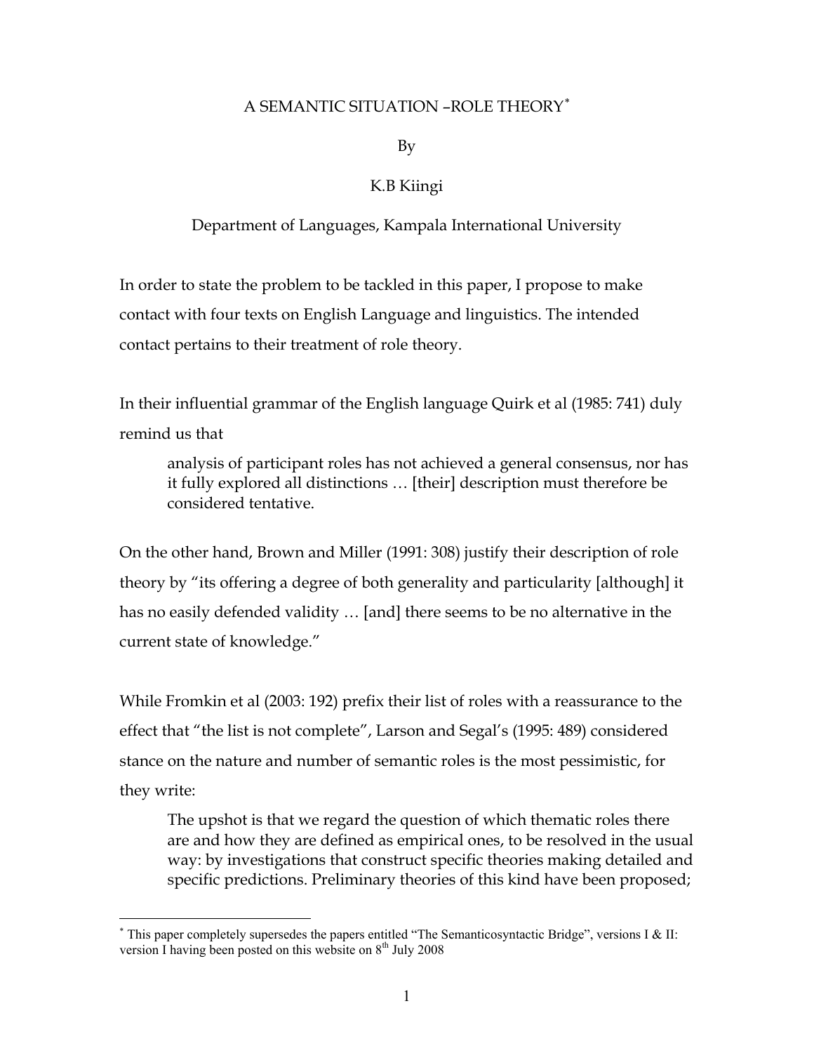# A SEMANTIC SITUATION –ROLE THEORY*

By

K.B Kiingi

Department of Languages, Kampala International University

In order to state the problem to be tackled in this paper, I propose to make contact with four texts on English Language and linguistics. The intended contact pertains to their treatment of role theory.

In their influential grammar of the English language Quirk et al (1985: 741) duly remind us that

> analysis of participant roles has not achieved a general consensus, nor has it fully explored all distinctions … [their] description must therefore be considered tentative.

On the other hand, Brown and Miller (1991: 308) justify their description of role theory by "its offering a degree of both generality and particularity [although] it has no easily defended validity … [and] there seems to be no alternative in the current state of knowledge."

While Fromkin et al (2003: 192) prefix their list of roles with a reassurance to the effect that "the list is not complete", Larson and Segal's (1995: 489) considered stance on the nature and number of semantic roles is the most pessimistic, for they write:

> The upshot is that we regard the question of which thematic roles there are and how they are defined as empirical ones, to be resolved in the usual way: by investigations that construct specific theories making detailed and specific predictions. Preliminary theories of this kind have been proposed;

---

* This paper completely supersedes the papers entitled "The Semanticosyntactic Bridge", versions I & II: version I having been posted on this website on 8th July 2008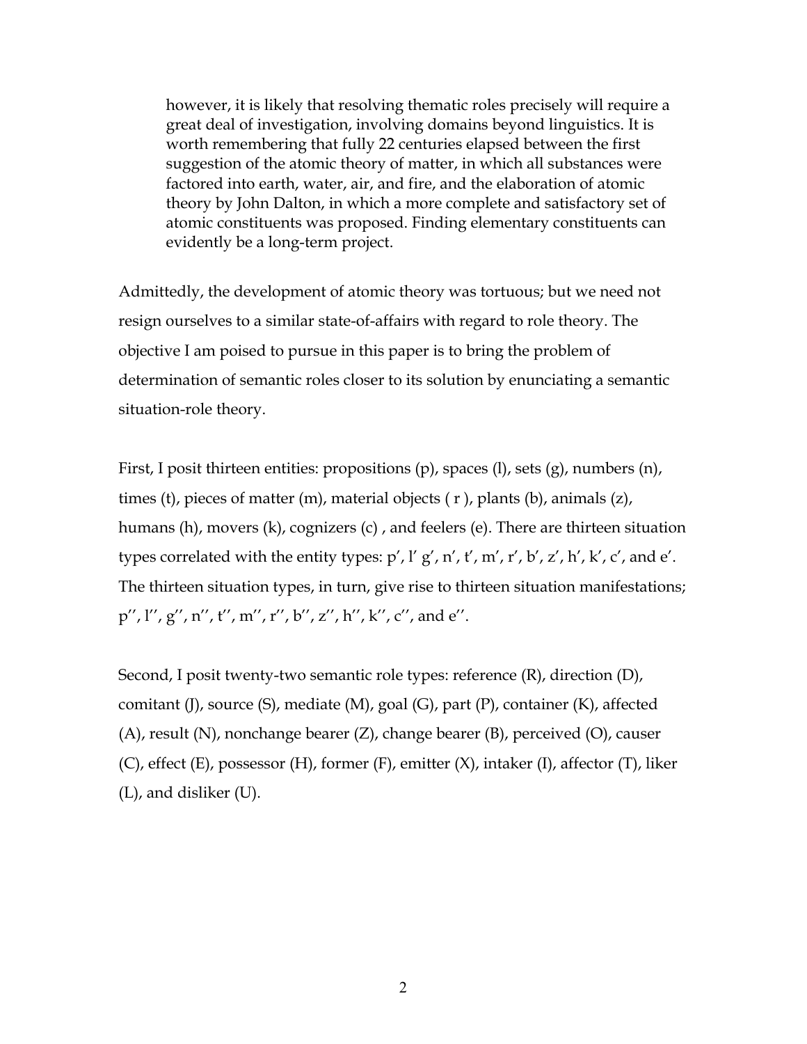> however, it is likely that resolving thematic roles precisely will require a great deal of investigation, involving domains beyond linguistics. It is worth remembering that fully 22 centuries elapsed between the first suggestion of the atomic theory of matter, in which all substances were factored into earth, water, air, and fire, and the elaboration of atomic theory by John Dalton, in which a more complete and satisfactory set of atomic constituents was proposed. Finding elementary constituents can evidently be a long-term project.

Admittedly, the development of atomic theory was tortuous; but we need not resign ourselves to a similar state-of-affairs with regard to role theory. The objective I am poised to pursue in this paper is to bring the problem of determination of semantic roles closer to its solution by enunciating a semantic situation-role theory.

First, I posit thirteen entities: propositions (p), spaces (l), sets (g), numbers (n), times (t), pieces of matter (m), material objects ( r ), plants (b), animals (z), humans (h), movers (k), cognizers (c) , and feelers (e). There are thirteen situation types correlated with the entity types: p′, l′ g′, n′, t′, m′, r′, b′, z′, h′, k′, c′, and e′. The thirteen situation types, in turn, give rise to thirteen situation manifestations; p′′, l′′, g′′, n′′, t′′, m′′, r′′, b′′, z′′, h′′, k′′, c′′, and e′′.

Second, I posit twenty-two semantic role types: reference (R), direction (D), comitant (J), source (S), mediate (M), goal (G), part (P), container (K), affected (A), result (N), nonchange bearer (Z), change bearer (B), perceived (O), causer (C), effect (E), possessor (H), former (F), emitter (X), intaker (I), affector (T), liker (L), and disliker (U).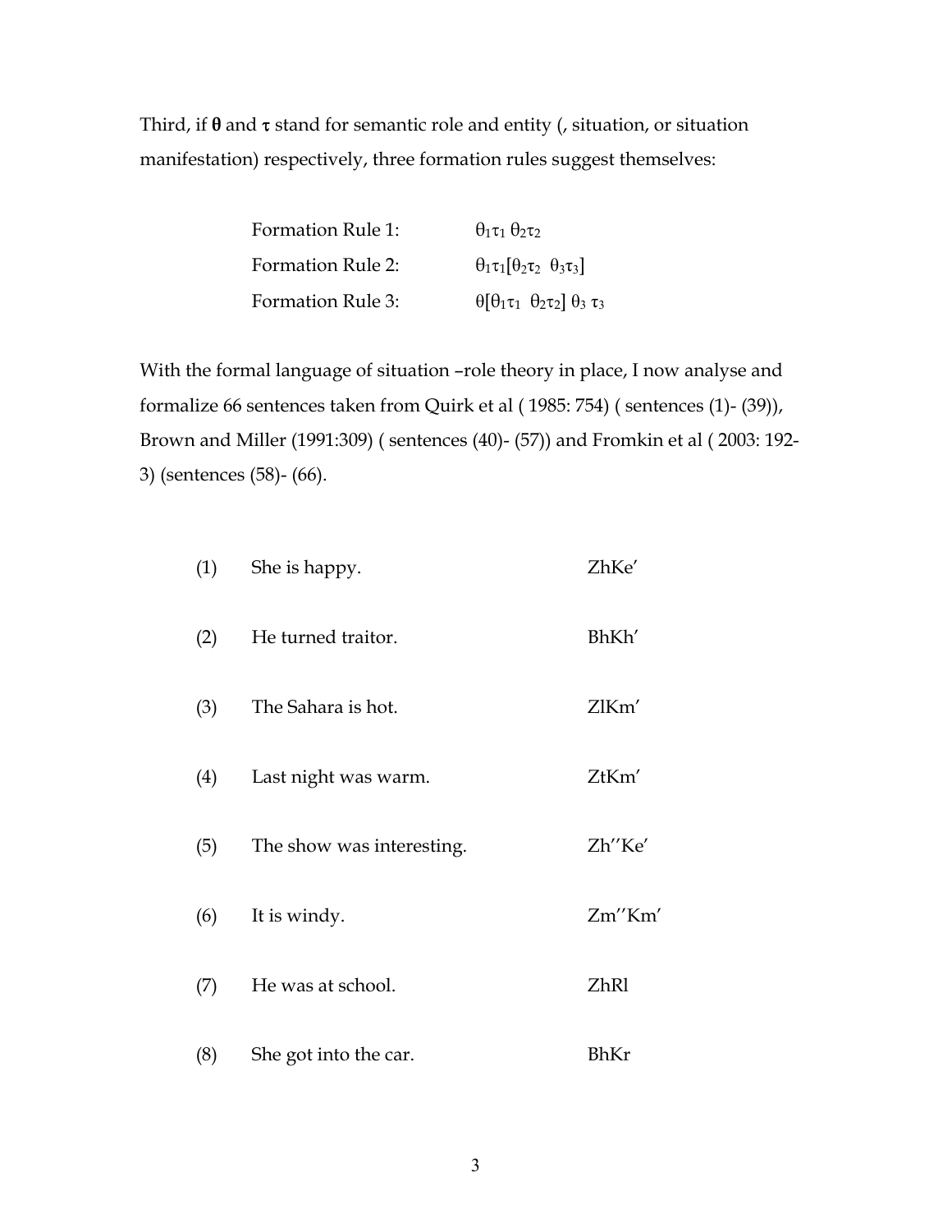Third, if **θ** and **τ** stand for semantic role and entity (, situation, or situation manifestation) respectively, three formation rules suggest themselves:

| | |
|---|---|
| Formation Rule 1: | $\theta_1\tau_1\ \theta_2\tau_2$ |
| Formation Rule 2: | $\theta_1\tau_1[\theta_2\tau_2\ \ \theta_3\tau_3]$ |
| Formation Rule 3: | $\theta[\theta_1\tau_1\ \ \theta_2\tau_2]\ \theta_3\ \tau_3$ |

With the formal language of situation –role theory in place, I now analyse and formalize 66 sentences taken from Quirk et al ( 1985: 754) ( sentences (1)- (39)), Brown and Miller (1991:309) ( sentences (40)- (57)) and Fromkin et al ( 2003: 192-3) (sentences (58)- (66).

| | | |
|---|---|---|
| (1) | She is happy. | ZhKe′ |
| (2) | He turned traitor. | BhKh′ |
| (3) | The Sahara is hot. | ZlKm′ |
| (4) | Last night was warm. | ZtKm′ |
| (5) | The show was interesting. | Zh′′Ke′ |
| (6) | It is windy. | Zm′′Km′ |
| (7) | He was at school. | ZhRl |
| (8) | She got into the car. | BhKr |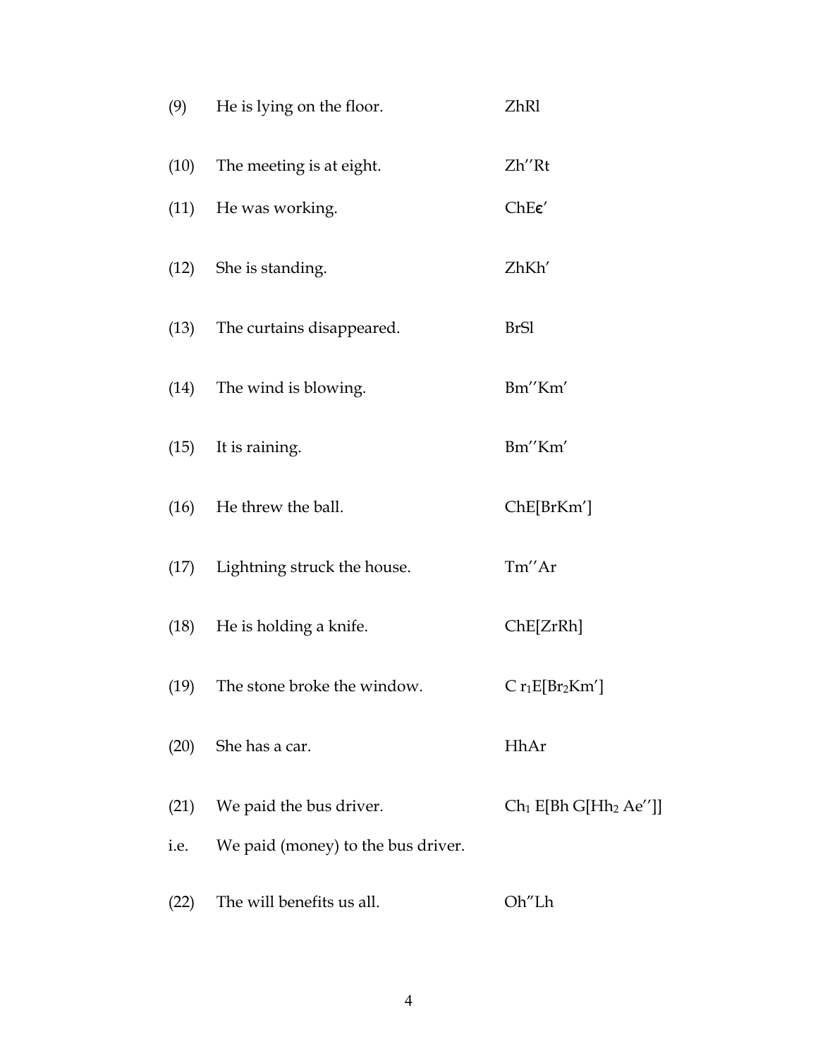| | | |
|---|---|---|
| (9) | He is lying on the floor. | ZhRl |
| (10) | The meeting is at eight. | Zh′′Rt |
| (11) | He was working. | ChEɛ′ |
| (12) | She is standing. | ZhKh′ |
| (13) | The curtains disappeared. | BrSl |
| (14) | The wind is blowing. | Bm′′Km′ |
| (15) | It is raining. | Bm′′Km′ |
| (16) | He threw the ball. | ChE[BrKm′] |
| (17) | Lightning struck the house. | Tm′′Ar |
| (18) | He is holding a knife. | ChE[ZrRh] |
| (19) | The stone broke the window. | C $r_1$E[$Br_2$Km′] |
| (20) | She has a car. | HhAr |
| (21) | We paid the bus driver. | $Ch_1$ E[Bh G[$Hh_2$ Ae′′]] |
| i.e. | We paid (money) to the bus driver. | |
| (22) | The will benefits us all. | Oh″Lh |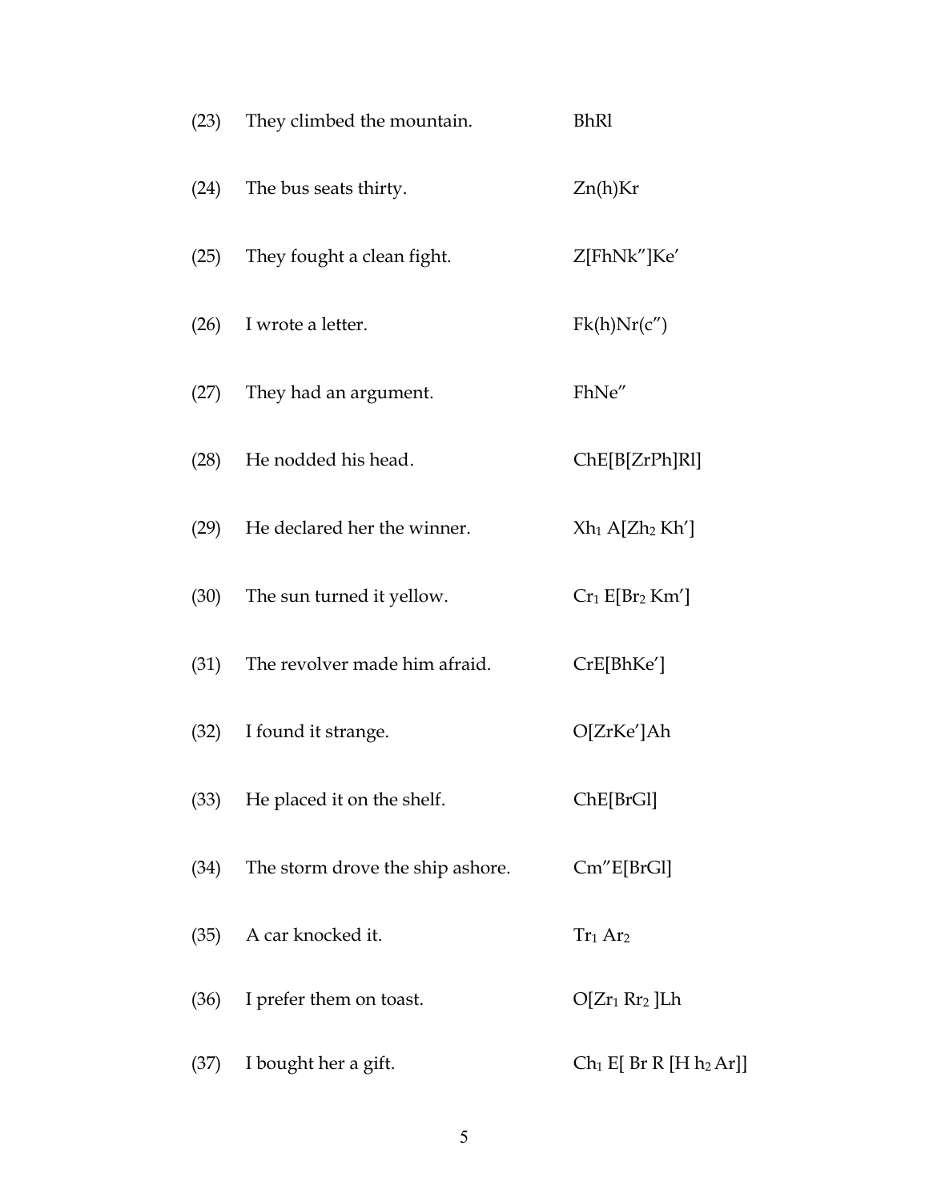| | | |
|---|---|---|
| (23) | They climbed the mountain. | BhRl |
| (24) | The bus seats thirty. | Zn(h)Kr |
| (25) | They fought a clean fight. | Z[FhNk″]Ke′ |
| (26) | I wrote a letter. | Fk(h)Nr(c″) |
| (27) | They had an argument. | FhNe″ |
| (28) | He nodded his head. | ChE[B[ZrPh]Rl] |
| (29) | He declared her the winner. | $Xh_1$ A[$Zh_2$ Kh′] |
| (30) | The sun turned it yellow. | $Cr_1$ E[$Br_2$ Km′] |
| (31) | The revolver made him afraid. | CrE[BhKe′] |
| (32) | I found it strange. | O[ZrKe′]Ah |
| (33) | He placed it on the shelf. | ChE[BrGl] |
| (34) | The storm drove the ship ashore. | Cm″E[BrGl] |
| (35) | A car knocked it. | $Tr_1$ $Ar_2$ |
| (36) | I prefer them on toast. | O[$Zr_1$ $Rr_2$ ]Lh |
| (37) | I bought her a gift. | $Ch_1$ E[ Br R [H $h_2$ Ar]] |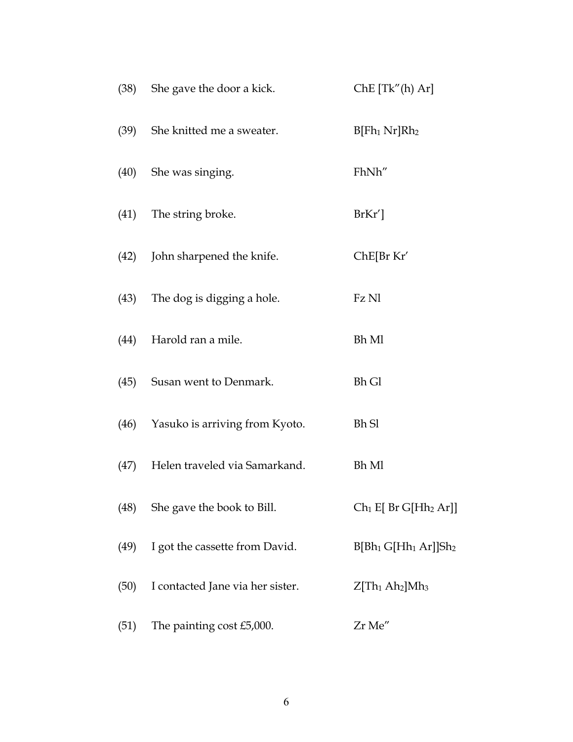| | | |
|---|---|---|
| (38) | She gave the door a kick. | ChE [Tk″(h) Ar] |
| (39) | She knitted me a sweater. | B[$Fh_1$ Nr]$Rh_2$ |
| (40) | She was singing. | FhNh″ |
| (41) | The string broke. | BrKr′] |
| (42) | John sharpened the knife. | ChE[Br Kr′ |
| (43) | The dog is digging a hole. | Fz Nl |
| (44) | Harold ran a mile. | Bh Ml |
| (45) | Susan went to Denmark. | Bh Gl |
| (46) | Yasuko is arriving from Kyoto. | Bh Sl |
| (47) | Helen traveled via Samarkand. | Bh Ml |
| (48) | She gave the book to Bill. | $Ch_1$ E[ Br G[$Hh_2$ Ar]] |
| (49) | I got the cassette from David. | B[$Bh_1$ G[$Hh_1$ Ar]]$Sh_2$ |
| (50) | I contacted Jane via her sister. | Z[$Th_1$ $Ah_2$]$Mh_3$ |
| (51) | The painting cost £5,000. | Zr Me″ |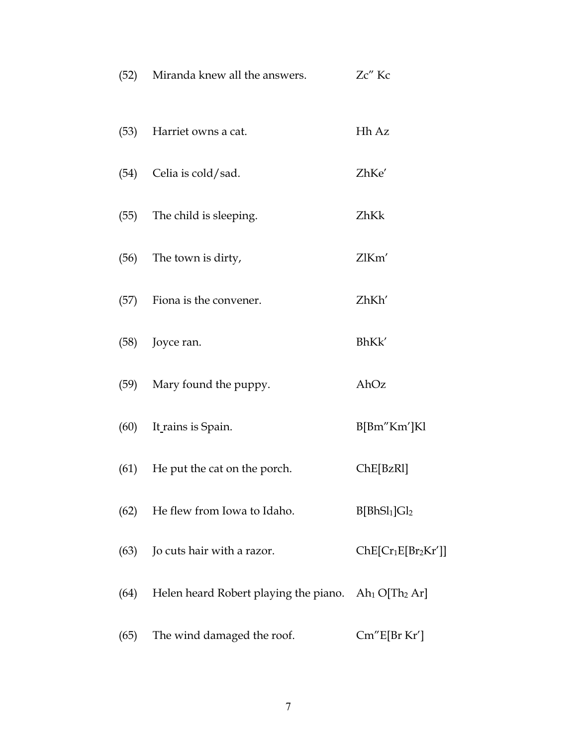(52) Miranda knew all the answers. Zc″ Kc

(53) Harriet owns a cat. Hh Az

(54) Celia is cold/sad. ZhKe′

(55) The child is sleeping. ZhKk

(56) The town is dirty, ZlKm′

(57) Fiona is the convener. ZhKh′

(58) Joyce ran. BhKk′

(59) Mary found the puppy. AhOz

(60) It rains is Spain. B[Bm″Km′]Kl

(61) He put the cat on the porch. ChE[BzRl]

(62) He flew from Iowa to Idaho. B[BhS$l_1$]G$l_2$

(63) Jo cuts hair with a razor. ChE[C$r_1$E[B$r_2$Kr′]]

(64) Helen heard Robert playing the piano. A$h_1$ O[T$h_2$ Ar]

(65) The wind damaged the roof. Cm″E[Br Kr′]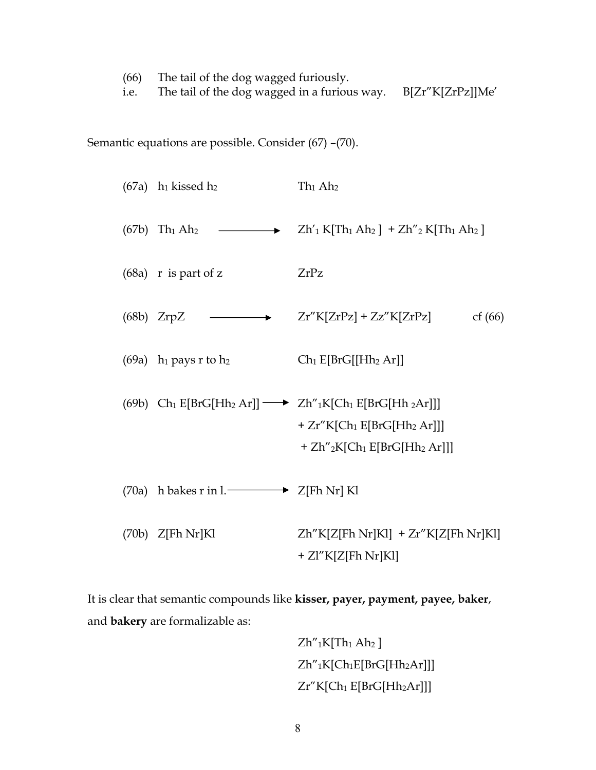(66) The tail of the dog wagged furiously.
i.e. The tail of the dog wagged in a furious way. B[Zr″K[ZrPz]]Me′

Semantic equations are possible. Consider (67) –(70).

(67a) $h_1$ kissed $h_2$ $Th_1\ Ah_2$

(67b) $Th_1\ Ah_2 \longrightarrow Zh'_1\ K[Th_1\ Ah_2\ ]\ +\ Zh''_2\ K[Th_1\ Ah_2\ ]$

(68a) r is part of z ZrPz

(68b) ZrpZ $\longrightarrow$ Zr″K[ZrPz] + Zz″K[ZrPz] cf (66)

(69a) $h_1$ pays r to $h_2$ $Ch_1\ E[BrG[[Hh_2\ Ar]]$

(69b) $Ch_1\ E[BrG[Hh_2\ Ar]] \longrightarrow Zh''_1K[Ch_1\ E[BrG[Hh\ _2Ar]]]$
$+\ Zr''K[Ch_1\ E[BrG[Hh_2\ Ar]]]$
$+\ Zh''_2K[Ch_1\ E[BrG[Hh_2\ Ar]]]$

(70a) h bakes r in l. $\longrightarrow$ Z[Fh Nr] Kl

(70b) Z[Fh Nr]Kl Zh″K[Z[Fh Nr]Kl] + Zr″K[Z[Fh Nr]Kl]
+ Zl″K[Z[Fh Nr]Kl]

It is clear that semantic compounds like **kisser, payer, payment, payee, baker**, and **bakery** are formalizable as:

$Zh''_1K[Th_1\ Ah_2\ ]$

$Zh''_1K[Ch_1E[BrG[Hh_2Ar]]]$

$Zr''K[Ch_1\ E[BrG[Hh_2Ar]]]$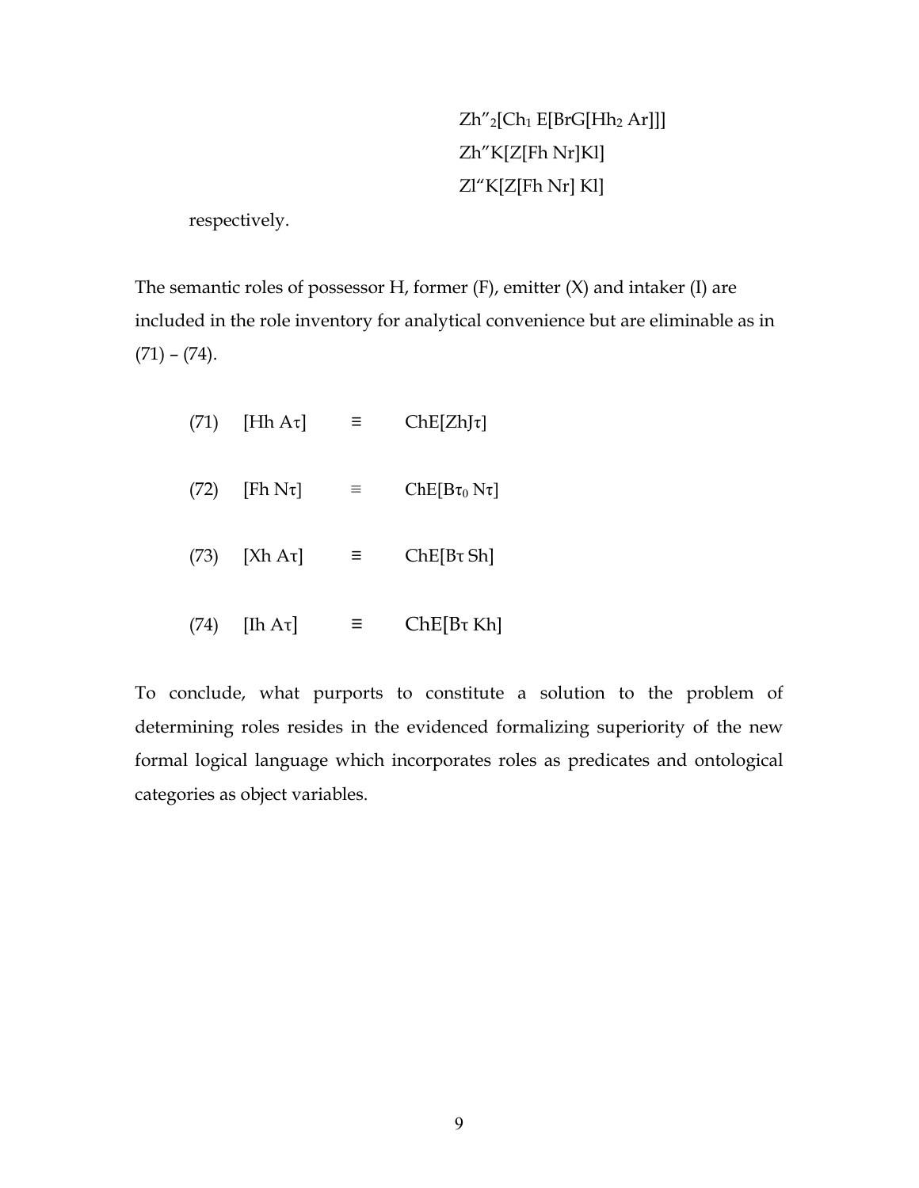$$\text{Zh}''_2[\text{Ch}_1\ \text{E}[\text{BrG}[\text{Hh}_2\ \text{Ar}]]]$$
$$\text{Zh}''\text{K}[\text{Z}[\text{Fh Nr}]\text{Kl}]$$
$$\text{Zl}''\text{K}[\text{Z}[\text{Fh Nr}]\ \text{Kl}]$$

respectively.

The semantic roles of possessor H, former (F), emitter (X) and intaker (I) are included in the role inventory for analytical convenience but are eliminable as in (71) – (74).

(71) $[\text{Hh A}\tau] \equiv \text{ChE}[\text{ZhJ}\tau]$

(72) $[\text{Fh N}\tau] \equiv \text{ChE}[\text{B}\tau_0\ \text{N}\tau]$

(73) $[\text{Xh A}\tau] \equiv \text{ChE}[\text{B}\tau\ \text{Sh}]$

(74) $[\text{Ih A}\tau] \equiv \text{ChE}[\text{B}\tau\ \text{Kh}]$

To conclude, what purports to constitute a solution to the problem of determining roles resides in the evidenced formalizing superiority of the new formal logical language which incorporates roles as predicates and ontological categories as object variables.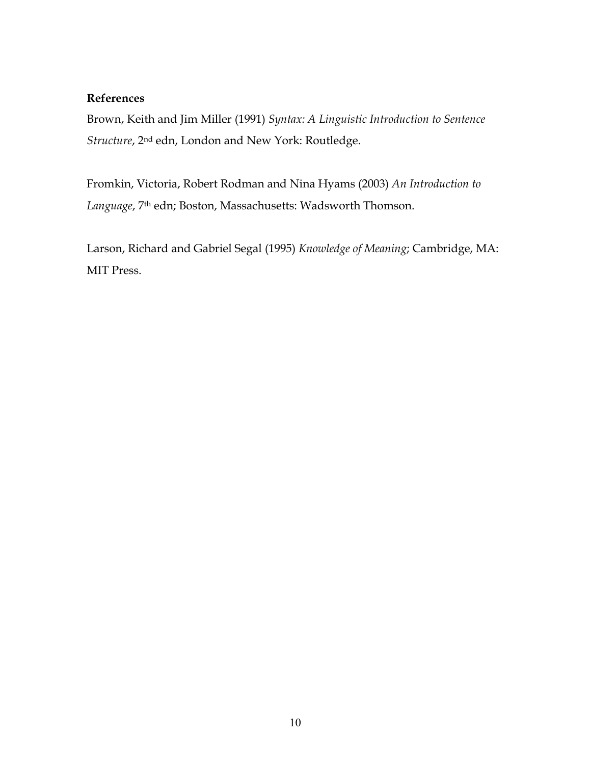**References**

Brown, Keith and Jim Miller (1991) *Syntax: A Linguistic Introduction to Sentence Structure*, 2nd edn, London and New York: Routledge.

Fromkin, Victoria, Robert Rodman and Nina Hyams (2003) *An Introduction to Language*, 7th edn; Boston, Massachusetts: Wadsworth Thomson.

Larson, Richard and Gabriel Segal (1995) *Knowledge of Meaning*; Cambridge, MA: MIT Press.